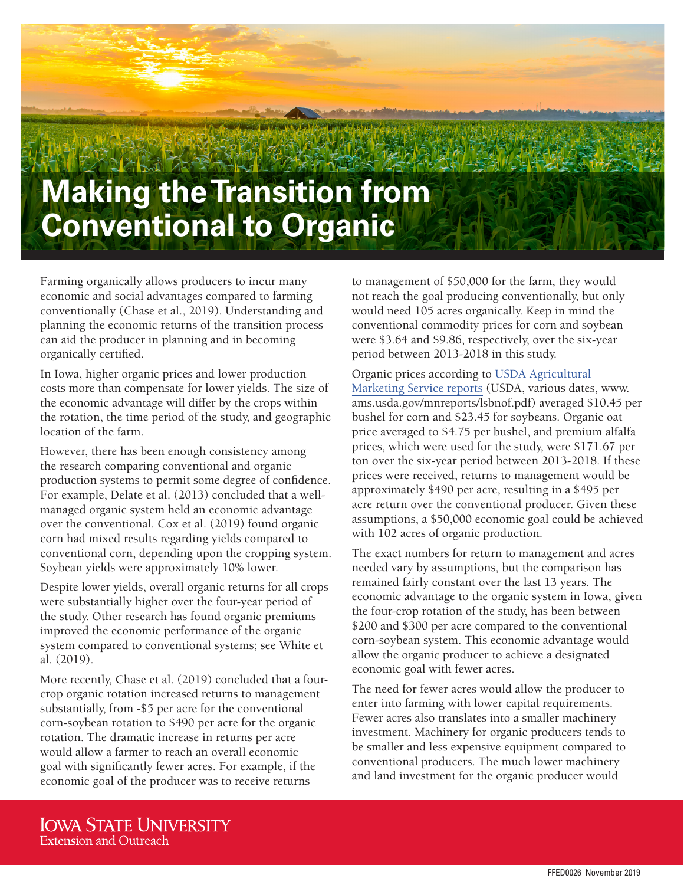# Making the Transition from Conventional to Organic

Farming organically allows producers to incur many economic and social advantages compared to farming conventionally (Chase et al., 2019). Understanding and planning the economic returns of the transition process can aid the producer in planning and in becoming organically certified.

In Iowa, higher organic prices and lower production costs more than compensate for lower yields. The size of the economic advantage will differ by the crops within the rotation, the time period of the study, and geographic location of the farm.

However, there has been enough consistency among the research comparing conventional and organic production systems to permit some degree of confidence. For example, Delate et al. (2013) concluded that a well-managed organic system held an economic advantage over the conventional. Cox et al. (2019) found organic corn had mixed results regarding yields compared to conventional corn, depending upon the cropping system. Soybean yields were approximately 10% lower.

Despite lower yields, overall organic returns for all crops were substantially higher over the four-year period of the study. Other research has found organic premiums improved the economic performance of the organic system compared to conventional systems; see White et al. (2019).

More recently, Chase et al. (2019) concluded that a four-crop organic rotation increased returns to management substantially, from -$5 per acre for the conventional corn-soybean rotation to $490 per acre for the organic rotation. The dramatic increase in returns per acre would allow a farmer to reach an overall economic goal with significantly fewer acres. For example, if the economic goal of the producer was to receive returns to management of $50,000 for the farm, they would not reach the goal producing conventionally, but only would need 105 acres organically. Keep in mind the conventional commodity prices for corn and soybean were $3.64 and $9.86, respectively, over the six-year period between 2013-2018 in this study.

Organic prices according to [USDA Agricultural Marketing Service reports](www.ams.usda.gov/mnreports/lsbnof.pdf) (USDA, various dates, www.ams.usda.gov/mnreports/lsbnof.pdf) averaged $10.45 per bushel for corn and $23.45 for soybeans. Organic oat price averaged to $4.75 per bushel, and premium alfalfa prices, which were used for the study, were $171.67 per ton over the six-year period between 2013-2018. If these prices were received, returns to management would be approximately $490 per acre, resulting in a $495 per acre return over the conventional producer. Given these assumptions, a $50,000 economic goal could be achieved with 102 acres of organic production.

The exact numbers for return to management and acres needed vary by assumptions, but the comparison has remained fairly constant over the last 13 years. The economic advantage to the organic system in Iowa, given the four-crop rotation of the study, has been between $200 and $300 per acre compared to the conventional corn-soybean system. This economic advantage would allow the organic producer to achieve a designated economic goal with fewer acres.

The need for fewer acres would allow the producer to enter into farming with lower capital requirements. Fewer acres also translates into a smaller machinery investment. Machinery for organic producers tends to be smaller and less expensive equipment compared to conventional producers. The much lower machinery and land investment for the organic producer would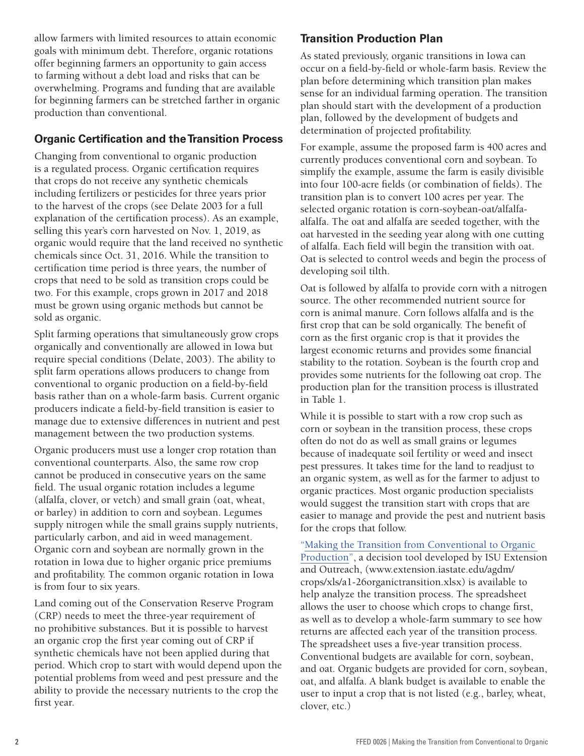allow farmers with limited resources to attain economic goals with minimum debt. Therefore, organic rotations offer beginning farmers an opportunity to gain access to farming without a debt load and risks that can be overwhelming. Programs and funding that are available for beginning farmers can be stretched farther in organic production than conventional.

## Organic Certification and the Transition Process

Changing from conventional to organic production is a regulated process. Organic certification requires that crops do not receive any synthetic chemicals including fertilizers or pesticides for three years prior to the harvest of the crops (see Delate 2003 for a full explanation of the certification process). As an example, selling this year's corn harvested on Nov. 1, 2019, as organic would require that the land received no synthetic chemicals since Oct. 31, 2016. While the transition to certification time period is three years, the number of crops that need to be sold as transition crops could be two. For this example, crops grown in 2017 and 2018 must be grown using organic methods but cannot be sold as organic.

Split farming operations that simultaneously grow crops organically and conventionally are allowed in Iowa but require special conditions (Delate, 2003). The ability to split farm operations allows producers to change from conventional to organic production on a field-by-field basis rather than on a whole-farm basis. Current organic producers indicate a field-by-field transition is easier to manage due to extensive differences in nutrient and pest management between the two production systems.

Organic producers must use a longer crop rotation than conventional counterparts. Also, the same row crop cannot be produced in consecutive years on the same field. The usual organic rotation includes a legume (alfalfa, clover, or vetch) and small grain (oat, wheat, or barley) in addition to corn and soybean. Legumes supply nitrogen while the small grains supply nutrients, particularly carbon, and aid in weed management. Organic corn and soybean are normally grown in the rotation in Iowa due to higher organic price premiums and profitability. The common organic rotation in Iowa is from four to six years.

Land coming out of the Conservation Reserve Program (CRP) needs to meet the three-year requirement of no prohibitive substances. But it is possible to harvest an organic crop the first year coming out of CRP if synthetic chemicals have not been applied during that period. Which crop to start with would depend upon the potential problems from weed and pest pressure and the ability to provide the necessary nutrients to the crop the first year.

## Transition Production Plan

As stated previously, organic transitions in Iowa can occur on a field-by-field or whole-farm basis. Review the plan before determining which transition plan makes sense for an individual farming operation. The transition plan should start with the development of a production plan, followed by the development of budgets and determination of projected profitability.

For example, assume the proposed farm is 400 acres and currently produces conventional corn and soybean. To simplify the example, assume the farm is easily divisible into four 100-acre fields (or combination of fields). The transition plan is to convert 100 acres per year. The selected organic rotation is corn-soybean-oat/alfalfa-alfalfa. The oat and alfalfa are seeded together, with the oat harvested in the seeding year along with one cutting of alfalfa. Each field will begin the transition with oat. Oat is selected to control weeds and begin the process of developing soil tilth.

Oat is followed by alfalfa to provide corn with a nitrogen source. The other recommended nutrient source for corn is animal manure. Corn follows alfalfa and is the first crop that can be sold organically. The benefit of corn as the first organic crop is that it provides the largest economic returns and provides some financial stability to the rotation. Soybean is the fourth crop and provides some nutrients for the following oat crop. The production plan for the transition process is illustrated in Table 1.

While it is possible to start with a row crop such as corn or soybean in the transition process, these crops often do not do as well as small grains or legumes because of inadequate soil fertility or weed and insect pest pressures. It takes time for the land to readjust to an organic system, as well as for the farmer to adjust to organic practices. Most organic production specialists would suggest the transition start with crops that are easier to manage and provide the pest and nutrient basis for the crops that follow.

"Making the Transition from Conventional to Organic Production", a decision tool developed by ISU Extension and Outreach, (www.extension.iastate.edu/agdm/crops/xls/a1-26organictransition.xlsx) is available to help analyze the transition process. The spreadsheet allows the user to choose which crops to change first, as well as to develop a whole-farm summary to see how returns are affected each year of the transition process. The spreadsheet uses a five-year transition process. Conventional budgets are available for corn, soybean, and oat. Organic budgets are provided for corn, soybean, oat, and alfalfa. A blank budget is available to enable the user to input a crop that is not listed (e.g., barley, wheat, clover, etc.)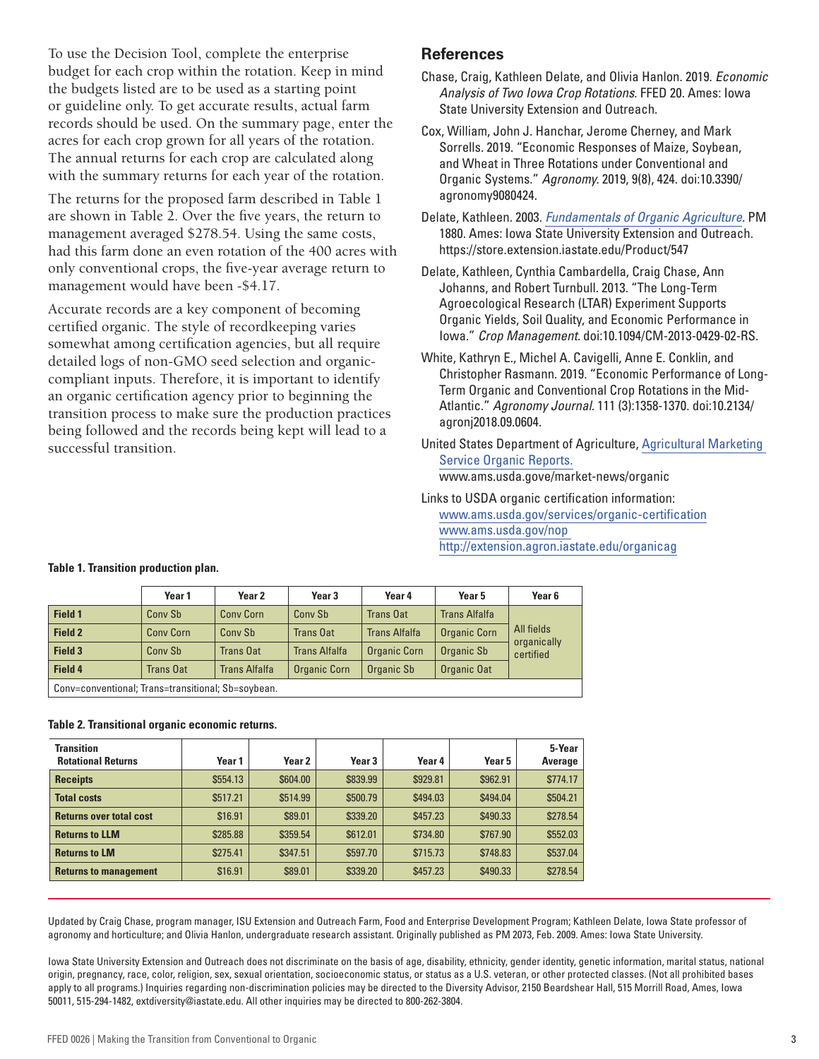To use the Decision Tool, complete the enterprise budget for each crop within the rotation. Keep in mind the budgets listed are to be used as a starting point or guideline only. To get accurate results, actual farm records should be used. On the summary page, enter the acres for each crop grown for all years of the rotation. The annual returns for each crop are calculated along with the summary returns for each year of the rotation.

The returns for the proposed farm described in Table 1 are shown in Table 2. Over the five years, the return to management averaged $278.54. Using the same costs, had this farm done an even rotation of the 400 acres with only conventional crops, the five-year average return to management would have been -$4.17.

Accurate records are a key component of becoming certified organic. The style of recordkeeping varies somewhat among certification agencies, but all require detailed logs of non-GMO seed selection and organic-compliant inputs. Therefore, it is important to identify an organic certification agency prior to beginning the transition process to make sure the production practices being followed and the records being kept will lead to a successful transition.

## References

Chase, Craig, Kathleen Delate, and Olivia Hanlon. 2019. *Economic Analysis of Two Iowa Crop Rotations*. FFED 20. Ames: Iowa State University Extension and Outreach.

Cox, William, John J. Hanchar, Jerome Cherney, and Mark Sorrells. 2019. "Economic Responses of Maize, Soybean, and Wheat in Three Rotations under Conventional and Organic Systems." *Agronomy*. 2019, 9(8), 424. doi:10.3390/agronomy9080424.

Delate, Kathleen. 2003. *Fundamentals of Organic Agriculture*. PM 1880. Ames: Iowa State University Extension and Outreach. https://store.extension.iastate.edu/Product/547

Delate, Kathleen, Cynthia Cambardella, Craig Chase, Ann Johanns, and Robert Turnbull. 2013. "The Long-Term Agroecological Research (LTAR) Experiment Supports Organic Yields, Soil Quality, and Economic Performance in Iowa." *Crop Management*. doi:10.1094/CM-2013-0429-02-RS.

White, Kathryn E., Michel A. Cavigelli, Anne E. Conklin, and Christopher Rasmann. 2019. "Economic Performance of Long-Term Organic and Conventional Crop Rotations in the Mid-Atlantic." *Agronomy Journal*. 111 (3):1358-1370. doi:10.2134/agronj2018.09.0604.

United States Department of Agriculture, Agricultural Marketing Service Organic Reports. www.ams.usda.gove/market-news/organic

Links to USDA organic certification information:
www.ams.usda.gov/services/organic-certification
www.ams.usda.gov/nop
http://extension.agron.iastate.edu/organicag

**Table 1. Transition production plan.**

| | Year 1 | Year 2 | Year 3 | Year 4 | Year 5 | Year 6 |
|---|---|---|---|---|---|---|
| **Field 1** | Conv Sb | Conv Corn | Conv Sb | Trans Oat | Trans Alfalfa | All fields organically certified |
| **Field 2** | Conv Corn | Conv Sb | Trans Oat | Trans Alfalfa | Organic Corn | |
| **Field 3** | Conv Sb | Trans Oat | Trans Alfalfa | Organic Corn | Organic Sb | |
| **Field 4** | Trans Oat | Trans Alfalfa | Organic Corn | Organic Sb | Organic Oat | |

Conv=conventional; Trans=transitional; Sb=soybean.

**Table 2. Transitional organic economic returns.**

| Transition Rotational Returns | Year 1 | Year 2 | Year 3 | Year 4 | Year 5 | 5-Year Average |
|---|---|---|---|---|---|---|
| **Receipts** | $554.13 | $604.00 | $839.99 | $929.81 | $962.91 | $774.17 |
| **Total costs** | $517.21 | $514.99 | $500.79 | $494.03 | $494.04 | $504.21 |
| **Returns over total cost** | $16.91 | $89.01 | $339.20 | $457.23 | $490.33 | $278.54 |
| **Returns to LLM** | $285.88 | $359.54 | $612.01 | $734.80 | $767.90 | $552.03 |
| **Returns to LM** | $275.41 | $347.51 | $597.70 | $715.73 | $748.83 | $537.04 |
| **Returns to management** | $16.91 | $89.01 | $339.20 | $457.23 | $490.33 | $278.54 |

Updated by Craig Chase, program manager, ISU Extension and Outreach Farm, Food and Enterprise Development Program; Kathleen Delate, Iowa State professor of agronomy and horticulture; and Olivia Hanlon, undergraduate research assistant. Originally published as PM 2073, Feb. 2009. Ames: Iowa State University.

Iowa State University Extension and Outreach does not discriminate on the basis of age, disability, ethnicity, gender identity, genetic information, marital status, national origin, pregnancy, race, color, religion, sex, sexual orientation, socioeconomic status, or status as a U.S. veteran, or other protected classes. (Not all prohibited bases apply to all programs.) Inquiries regarding non-discrimination policies may be directed to the Diversity Advisor, 2150 Beardshear Hall, 515 Morrill Road, Ames, Iowa 50011, 515-294-1482, extdiversity@iastate.edu. All other inquiries may be directed to 800-262-3804.